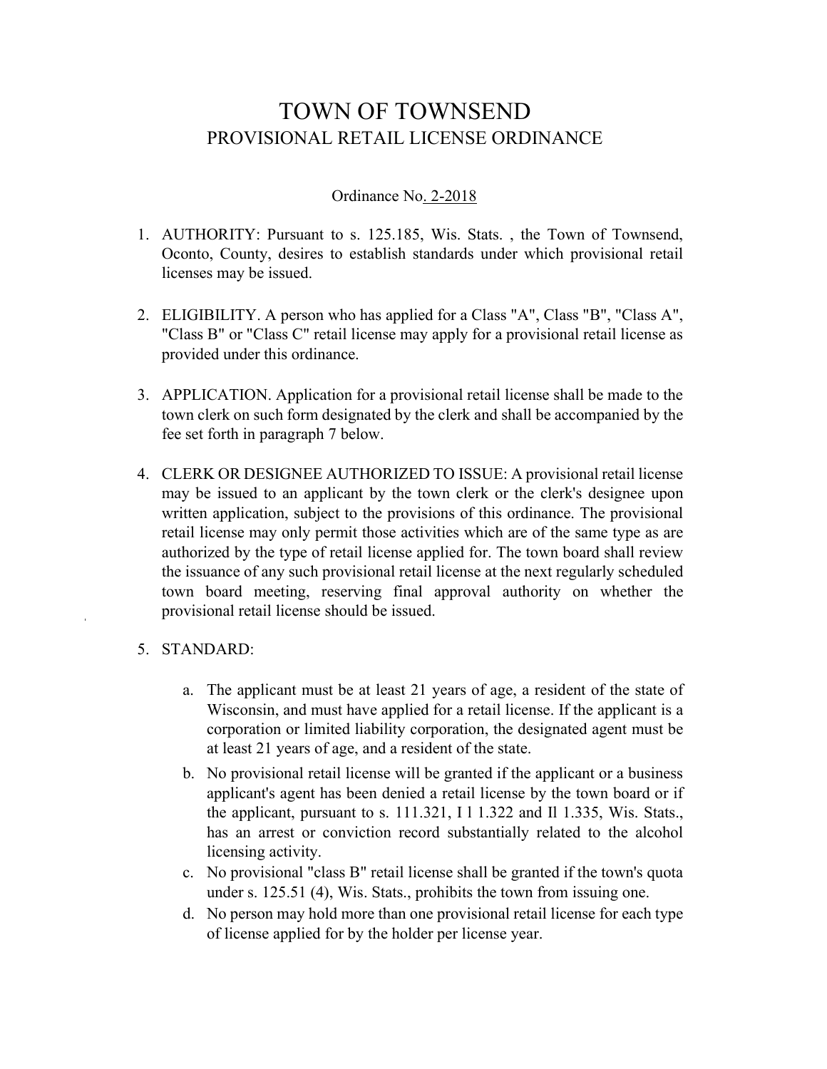# TOWN OF TOWNSEND
## PROVISIONAL RETAIL LICENSE ORDINANCE

Ordinance No. 2-2018

1. AUTHORITY: Pursuant to s. 125.185, Wis. Stats. , the Town of Townsend, Oconto, County, desires to establish standards under which provisional retail licenses may be issued.

2. ELIGIBILITY. A person who has applied for a Class "A", Class "B", "Class A", "Class B" or "Class C" retail license may apply for a provisional retail license as provided under this ordinance.

3. APPLICATION. Application for a provisional retail license shall be made to the town clerk on such form designated by the clerk and shall be accompanied by the fee set forth in paragraph 7 below.

4. CLERK OR DESIGNEE AUTHORIZED TO ISSUE: A provisional retail license may be issued to an applicant by the town clerk or the clerk's designee upon written application, subject to the provisions of this ordinance. The provisional retail license may only permit those activities which are of the same type as are authorized by the type of retail license applied for. The town board shall review the issuance of any such provisional retail license at the next regularly scheduled town board meeting, reserving final approval authority on whether the provisional retail license should be issued.

5. STANDARD:

   a. The applicant must be at least 21 years of age, a resident of the state of Wisconsin, and must have applied for a retail license. If the applicant is a corporation or limited liability corporation, the designated agent must be at least 21 years of age, and a resident of the state.
   b. No provisional retail license will be granted if the applicant or a business applicant's agent has been denied a retail license by the town board or if the applicant, pursuant to s. 111.321, I l 1.322 and Il 1.335, Wis. Stats., has an arrest or conviction record substantially related to the alcohol licensing activity.
   c. No provisional "class B" retail license shall be granted if the town's quota under s. 125.51 (4), Wis. Stats., prohibits the town from issuing one.
   d. No person may hold more than one provisional retail license for each type of license applied for by the holder per license year.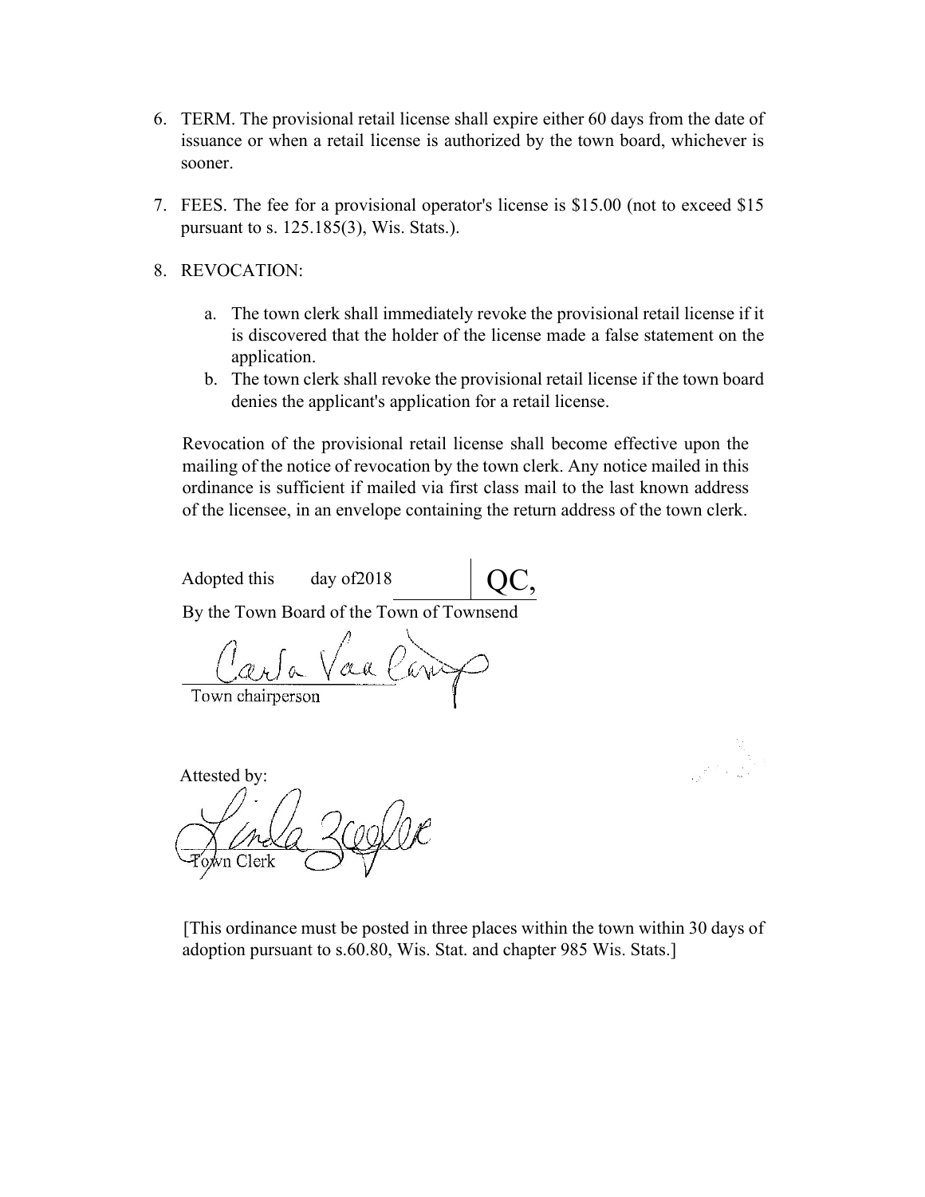6. TERM. The provisional retail license shall expire either 60 days from the date of issuance or when a retail license is authorized by the town board, whichever is sooner.

7. FEES. The fee for a provisional operator's license is $15.00 (not to exceed $15 pursuant to s. 125.185(3), Wis. Stats.).

8. REVOCATION:

   a. The town clerk shall immediately revoke the provisional retail license if it is discovered that the holder of the license made a false statement on the application.
   b. The town clerk shall revoke the provisional retail license if the town board denies the applicant's application for a retail license.

   Revocation of the provisional retail license shall become effective upon the mailing of the notice of revocation by the town clerk. Any notice mailed in this ordinance is sufficient if mailed via first class mail to the last known address of the licensee, in an envelope containing the return address of the town clerk.

Adopted this day of2018 QC,

By the Town Board of the Town of Townsend

Carla Van Camp

Town chairperson

Attested by:

Linda Zeegler

Town Clerk

[This ordinance must be posted in three places within the town within 30 days of adoption pursuant to s.60.80, Wis. Stat. and chapter 985 Wis. Stats.]